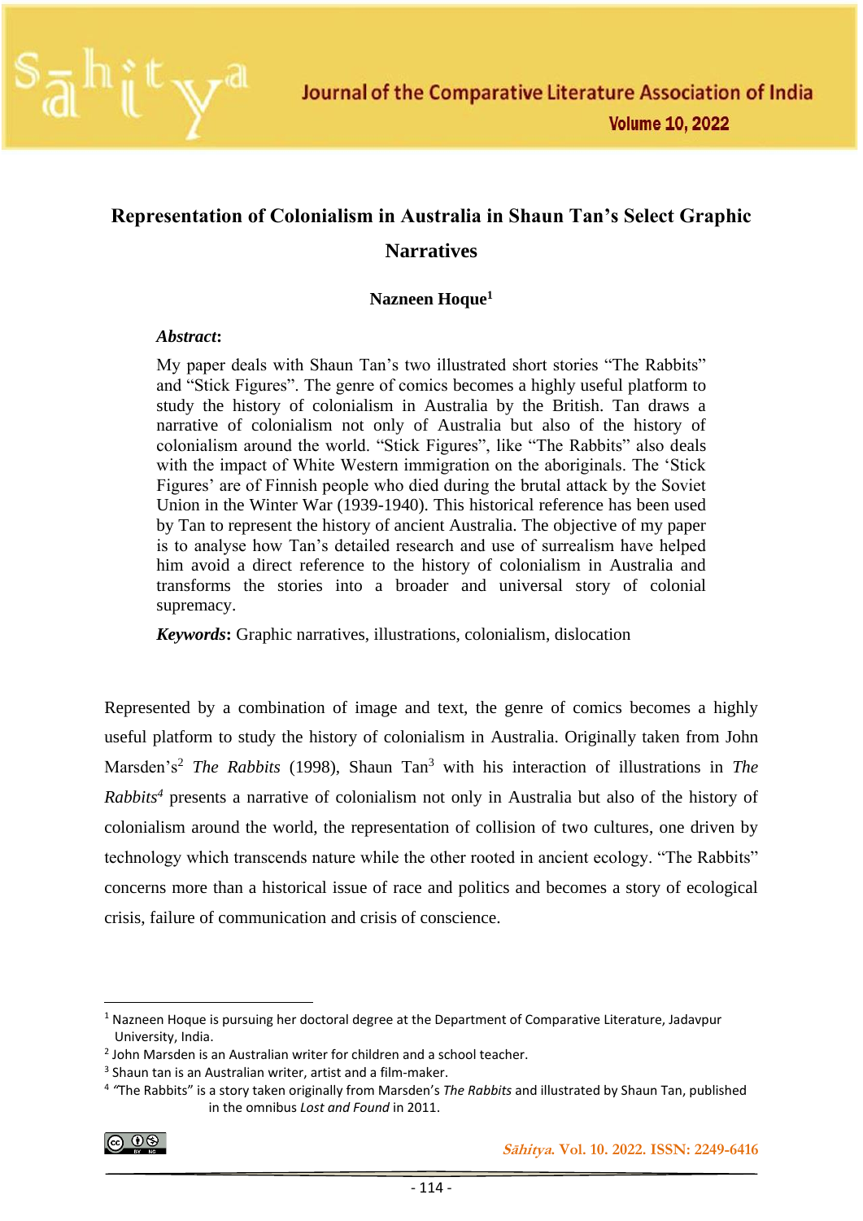# Representation of Colonialism in Australia in Shaun Tan's Select Graphic Narratives

**Nazneen Hoque**[1]

***Abstract*:**

My paper deals with Shaun Tan's two illustrated short stories "The Rabbits" and "Stick Figures". The genre of comics becomes a highly useful platform to study the history of colonialism in Australia by the British. Tan draws a narrative of colonialism not only of Australia but also of the history of colonialism around the world. "Stick Figures", like "The Rabbits" also deals with the impact of White Western immigration on the aboriginals. The 'Stick Figures' are of Finnish people who died during the brutal attack by the Soviet Union in the Winter War (1939-1940). This historical reference has been used by Tan to represent the history of ancient Australia. The objective of my paper is to analyse how Tan's detailed research and use of surrealism have helped him avoid a direct reference to the history of colonialism in Australia and transforms the stories into a broader and universal story of colonial supremacy.

***Keywords*:** Graphic narratives, illustrations, colonialism, dislocation

Represented by a combination of image and text, the genre of comics becomes a highly useful platform to study the history of colonialism in Australia. Originally taken from John Marsden's[2] *The Rabbits* (1998), Shaun Tan[3] with his interaction of illustrations in *The Rabbits*[4] presents a narrative of colonialism not only in Australia but also of the history of colonialism around the world, the representation of collision of two cultures, one driven by technology which transcends nature while the other rooted in ancient ecology. "The Rabbits" concerns more than a historical issue of race and politics and becomes a story of ecological crisis, failure of communication and crisis of conscience.

---

[1] Nazneen Hoque is pursuing her doctoral degree at the Department of Comparative Literature, Jadavpur University, India.

[2] John Marsden is an Australian writer for children and a school teacher.

[3] Shaun tan is an Australian writer, artist and a film-maker.

[4] "The Rabbits" is a story taken originally from Marsden's *The Rabbits* and illustrated by Shaun Tan, published in the omnibus *Lost and Found* in 2011.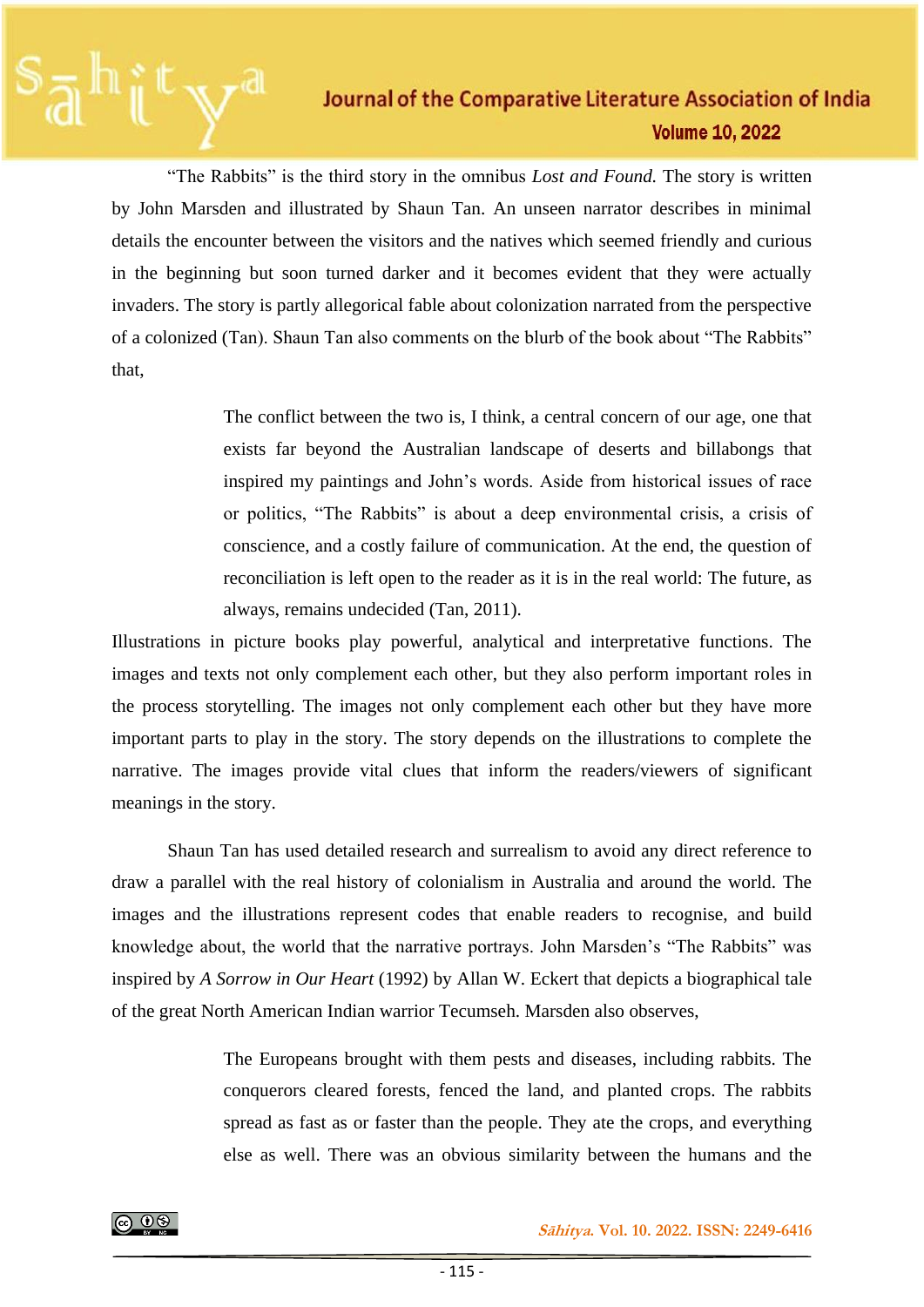"The Rabbits" is the third story in the omnibus *Lost and Found*. The story is written by John Marsden and illustrated by Shaun Tan. An unseen narrator describes in minimal details the encounter between the visitors and the natives which seemed friendly and curious in the beginning but soon turned darker and it becomes evident that they were actually invaders. The story is partly allegorical fable about colonization narrated from the perspective of a colonized (Tan). Shaun Tan also comments on the blurb of the book about "The Rabbits" that,

> The conflict between the two is, I think, a central concern of our age, one that exists far beyond the Australian landscape of deserts and billabongs that inspired my paintings and John's words. Aside from historical issues of race or politics, "The Rabbits" is about a deep environmental crisis, a crisis of conscience, and a costly failure of communication. At the end, the question of reconciliation is left open to the reader as it is in the real world: The future, as always, remains undecided (Tan, 2011).

Illustrations in picture books play powerful, analytical and interpretative functions. The images and texts not only complement each other, but they also perform important roles in the process storytelling. The images not only complement each other but they have more important parts to play in the story. The story depends on the illustrations to complete the narrative. The images provide vital clues that inform the readers/viewers of significant meanings in the story.

Shaun Tan has used detailed research and surrealism to avoid any direct reference to draw a parallel with the real history of colonialism in Australia and around the world. The images and the illustrations represent codes that enable readers to recognise, and build knowledge about, the world that the narrative portrays. John Marsden's "The Rabbits" was inspired by *A Sorrow in Our Heart* (1992) by Allan W. Eckert that depicts a biographical tale of the great North American Indian warrior Tecumseh. Marsden also observes,

> The Europeans brought with them pests and diseases, including rabbits. The conquerors cleared forests, fenced the land, and planted crops. The rabbits spread as fast as or faster than the people. They ate the crops, and everything else as well. There was an obvious similarity between the humans and the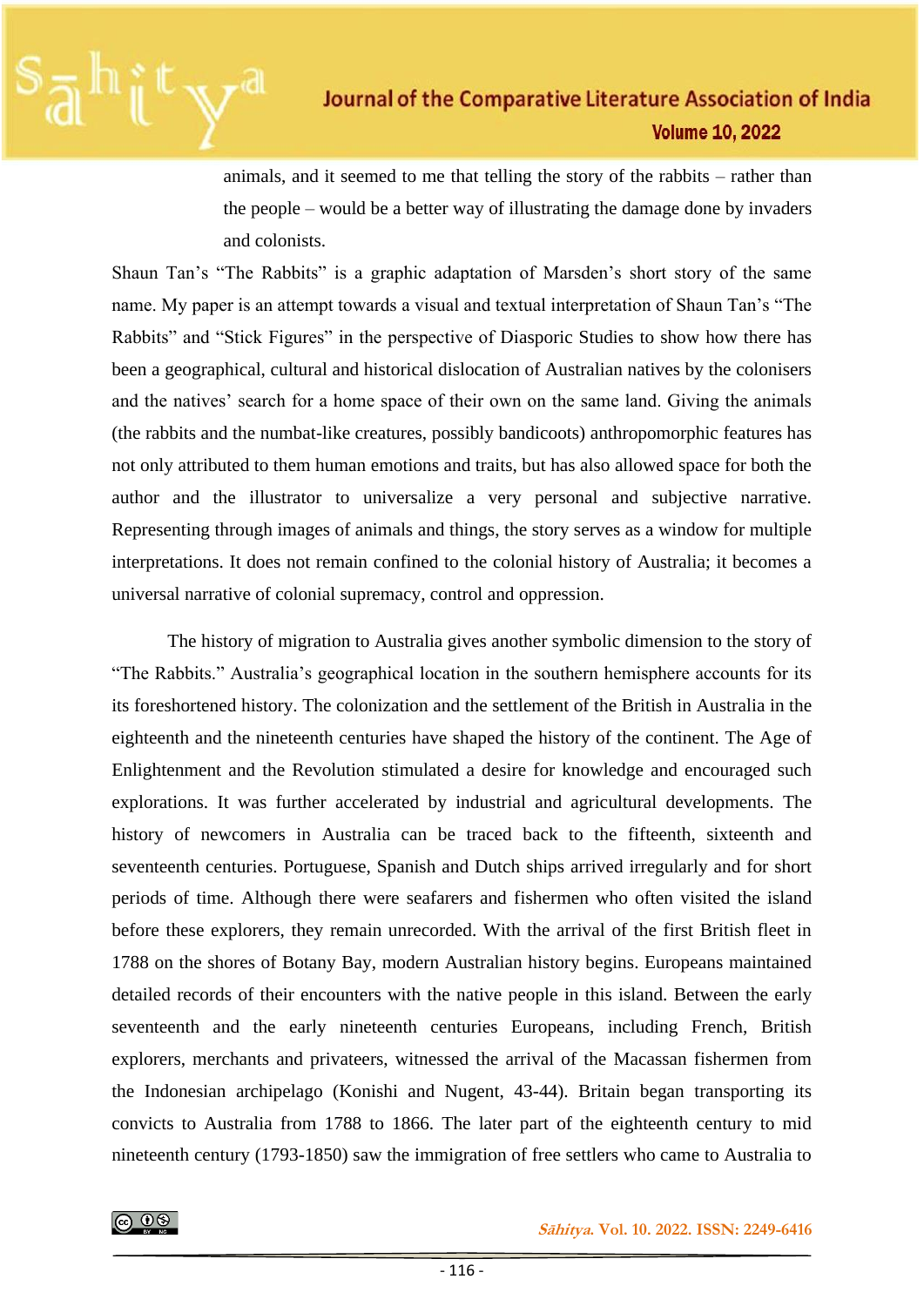> animals, and it seemed to me that telling the story of the rabbits – rather than the people – would be a better way of illustrating the damage done by invaders and colonists.

Shaun Tan's "The Rabbits" is a graphic adaptation of Marsden's short story of the same name. My paper is an attempt towards a visual and textual interpretation of Shaun Tan's "The Rabbits" and "Stick Figures" in the perspective of Diasporic Studies to show how there has been a geographical, cultural and historical dislocation of Australian natives by the colonisers and the natives' search for a home space of their own on the same land. Giving the animals (the rabbits and the numbat-like creatures, possibly bandicoots) anthropomorphic features has not only attributed to them human emotions and traits, but has also allowed space for both the author and the illustrator to universalize a very personal and subjective narrative. Representing through images of animals and things, the story serves as a window for multiple interpretations. It does not remain confined to the colonial history of Australia; it becomes a universal narrative of colonial supremacy, control and oppression.

The history of migration to Australia gives another symbolic dimension to the story of "The Rabbits." Australia's geographical location in the southern hemisphere accounts for its its foreshortened history. The colonization and the settlement of the British in Australia in the eighteenth and the nineteenth centuries have shaped the history of the continent. The Age of Enlightenment and the Revolution stimulated a desire for knowledge and encouraged such explorations. It was further accelerated by industrial and agricultural developments. The history of newcomers in Australia can be traced back to the fifteenth, sixteenth and seventeenth centuries. Portuguese, Spanish and Dutch ships arrived irregularly and for short periods of time. Although there were seafarers and fishermen who often visited the island before these explorers, they remain unrecorded. With the arrival of the first British fleet in 1788 on the shores of Botany Bay, modern Australian history begins. Europeans maintained detailed records of their encounters with the native people in this island. Between the early seventeenth and the early nineteenth centuries Europeans, including French, British explorers, merchants and privateers, witnessed the arrival of the Macassan fishermen from the Indonesian archipelago (Konishi and Nugent, 43-44). Britain began transporting its convicts to Australia from 1788 to 1866. The later part of the eighteenth century to mid nineteenth century (1793-1850) saw the immigration of free settlers who came to Australia to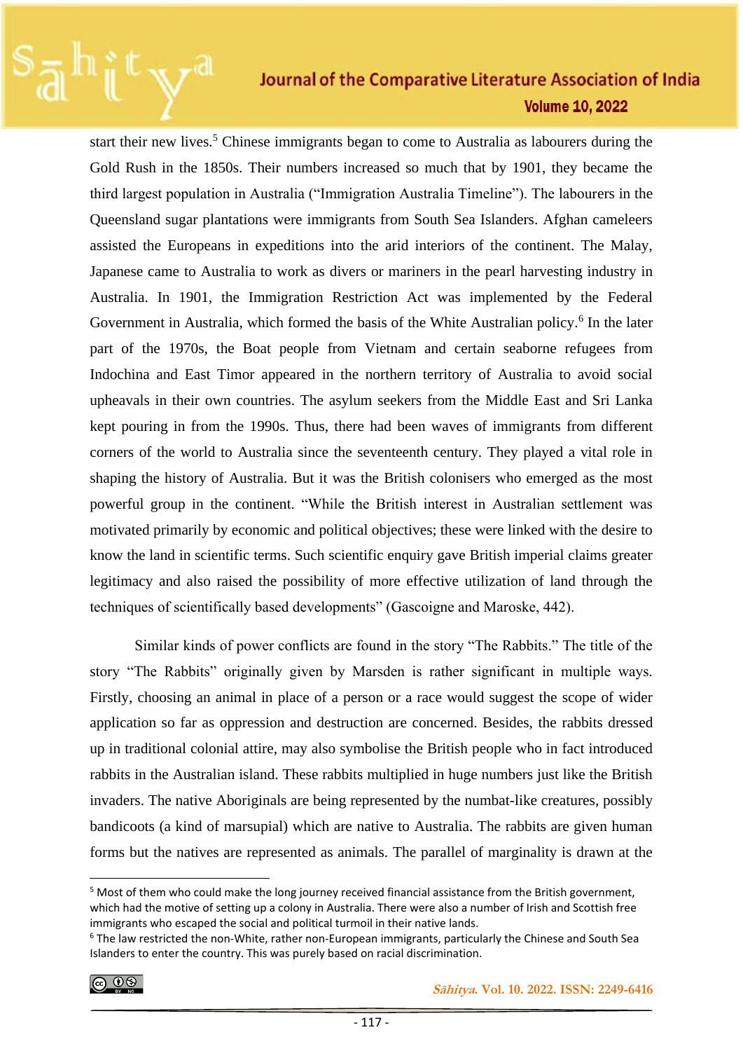start their new lives.[5] Chinese immigrants began to come to Australia as labourers during the Gold Rush in the 1850s. Their numbers increased so much that by 1901, they became the third largest population in Australia ("Immigration Australia Timeline"). The labourers in the Queensland sugar plantations were immigrants from South Sea Islanders. Afghan cameleers assisted the Europeans in expeditions into the arid interiors of the continent. The Malay, Japanese came to Australia to work as divers or mariners in the pearl harvesting industry in Australia. In 1901, the Immigration Restriction Act was implemented by the Federal Government in Australia, which formed the basis of the White Australian policy.[6] In the later part of the 1970s, the Boat people from Vietnam and certain seaborne refugees from Indochina and East Timor appeared in the northern territory of Australia to avoid social upheavals in their own countries. The asylum seekers from the Middle East and Sri Lanka kept pouring in from the 1990s. Thus, there had been waves of immigrants from different corners of the world to Australia since the seventeenth century. They played a vital role in shaping the history of Australia. But it was the British colonisers who emerged as the most powerful group in the continent. "While the British interest in Australian settlement was motivated primarily by economic and political objectives; these were linked with the desire to know the land in scientific terms. Such scientific enquiry gave British imperial claims greater legitimacy and also raised the possibility of more effective utilization of land through the techniques of scientifically based developments" (Gascoigne and Maroske, 442).

Similar kinds of power conflicts are found in the story "The Rabbits." The title of the story "The Rabbits" originally given by Marsden is rather significant in multiple ways. Firstly, choosing an animal in place of a person or a race would suggest the scope of wider application so far as oppression and destruction are concerned. Besides, the rabbits dressed up in traditional colonial attire, may also symbolise the British people who in fact introduced rabbits in the Australian island. These rabbits multiplied in huge numbers just like the British invaders. The native Aboriginals are being represented by the numbat-like creatures, possibly bandicoots (a kind of marsupial) which are native to Australia. The rabbits are given human forms but the natives are represented as animals. The parallel of marginality is drawn at the

---

[5] Most of them who could make the long journey received financial assistance from the British government, which had the motive of setting up a colony in Australia. There were also a number of Irish and Scottish free immigrants who escaped the social and political turmoil in their native lands.

[6] The law restricted the non-White, rather non-European immigrants, particularly the Chinese and South Sea Islanders to enter the country. This was purely based on racial discrimination.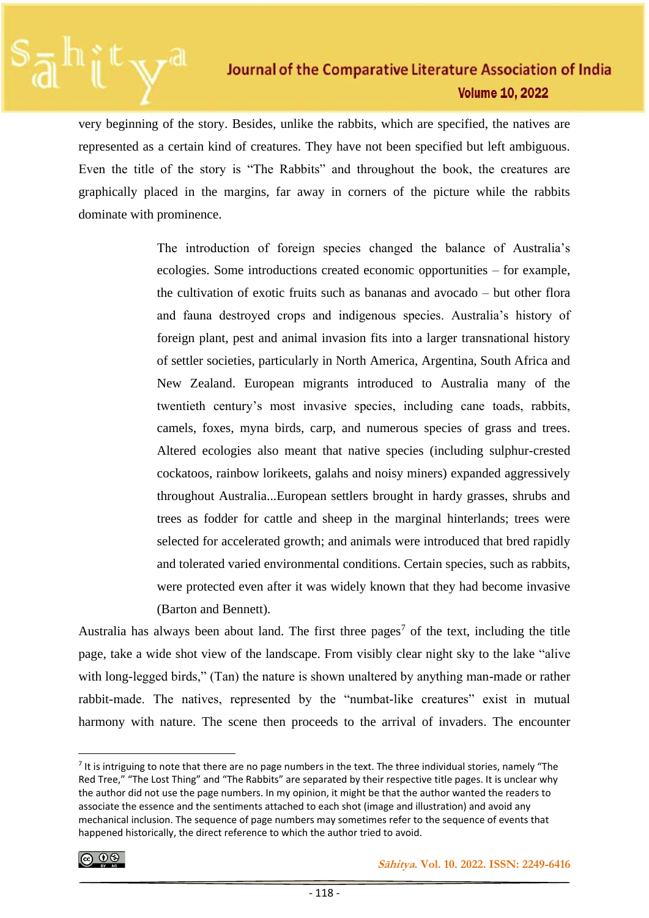very beginning of the story. Besides, unlike the rabbits, which are specified, the natives are represented as a certain kind of creatures. They have not been specified but left ambiguous. Even the title of the story is "The Rabbits" and throughout the book, the creatures are graphically placed in the margins, far away in corners of the picture while the rabbits dominate with prominence.

> The introduction of foreign species changed the balance of Australia's ecologies. Some introductions created economic opportunities – for example, the cultivation of exotic fruits such as bananas and avocado – but other flora and fauna destroyed crops and indigenous species. Australia's history of foreign plant, pest and animal invasion fits into a larger transnational history of settler societies, particularly in North America, Argentina, South Africa and New Zealand. European migrants introduced to Australia many of the twentieth century's most invasive species, including cane toads, rabbits, camels, foxes, myna birds, carp, and numerous species of grass and trees. Altered ecologies also meant that native species (including sulphur-crested cockatoos, rainbow lorikeets, galahs and noisy miners) expanded aggressively throughout Australia...European settlers brought in hardy grasses, shrubs and trees as fodder for cattle and sheep in the marginal hinterlands; trees were selected for accelerated growth; and animals were introduced that bred rapidly and tolerated varied environmental conditions. Certain species, such as rabbits, were protected even after it was widely known that they had become invasive (Barton and Bennett).

Australia has always been about land. The first three pages[7] of the text, including the title page, take a wide shot view of the landscape. From visibly clear night sky to the lake "alive with long-legged birds," (Tan) the nature is shown unaltered by anything man-made or rather rabbit-made. The natives, represented by the "numbat-like creatures" exist in mutual harmony with nature. The scene then proceeds to the arrival of invaders. The encounter

[7] It is intriguing to note that there are no page numbers in the text. The three individual stories, namely "The Red Tree," "The Lost Thing" and "The Rabbits" are separated by their respective title pages. It is unclear why the author did not use the page numbers. In my opinion, it might be that the author wanted the readers to associate the essence and the sentiments attached to each shot (image and illustration) and avoid any mechanical inclusion. The sequence of page numbers may sometimes refer to the sequence of events that happened historically, the direct reference to which the author tried to avoid.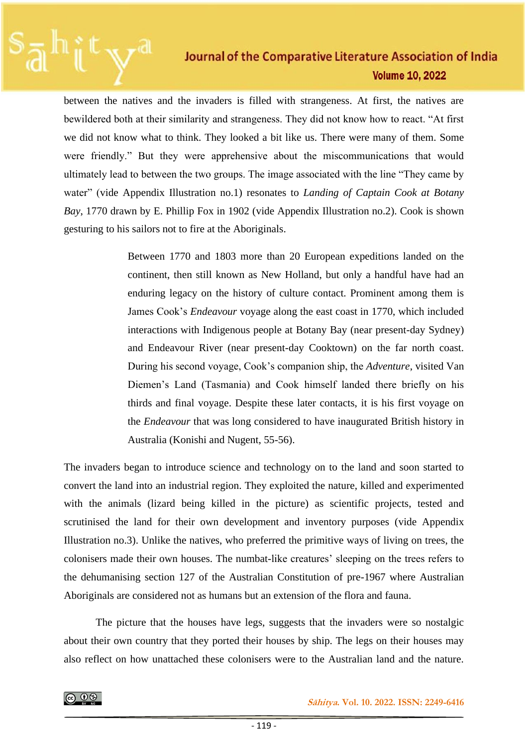between the natives and the invaders is filled with strangeness. At first, the natives are bewildered both at their similarity and strangeness. They did not know how to react. "At first we did not know what to think. They looked a bit like us. There were many of them. Some were friendly." But they were apprehensive about the miscommunications that would ultimately lead to between the two groups. The image associated with the line "They came by water" (vide Appendix Illustration no.1) resonates to *Landing of Captain Cook at Botany Bay*, 1770 drawn by E. Phillip Fox in 1902 (vide Appendix Illustration no.2). Cook is shown gesturing to his sailors not to fire at the Aboriginals.

> Between 1770 and 1803 more than 20 European expeditions landed on the continent, then still known as New Holland, but only a handful have had an enduring legacy on the history of culture contact. Prominent among them is James Cook's *Endeavour* voyage along the east coast in 1770, which included interactions with Indigenous people at Botany Bay (near present-day Sydney) and Endeavour River (near present-day Cooktown) on the far north coast. During his second voyage, Cook's companion ship, the *Adventure*, visited Van Diemen's Land (Tasmania) and Cook himself landed there briefly on his thirds and final voyage. Despite these later contacts, it is his first voyage on the *Endeavour* that was long considered to have inaugurated British history in Australia (Konishi and Nugent, 55-56).

The invaders began to introduce science and technology on to the land and soon started to convert the land into an industrial region. They exploited the nature, killed and experimented with the animals (lizard being killed in the picture) as scientific projects, tested and scrutinised the land for their own development and inventory purposes (vide Appendix Illustration no.3). Unlike the natives, who preferred the primitive ways of living on trees, the colonisers made their own houses. The numbat-like creatures' sleeping on the trees refers to the dehumanising section 127 of the Australian Constitution of pre-1967 where Australian Aboriginals are considered not as humans but an extension of the flora and fauna.

The picture that the houses have legs, suggests that the invaders were so nostalgic about their own country that they ported their houses by ship. The legs on their houses may also reflect on how unattached these colonisers were to the Australian land and the nature.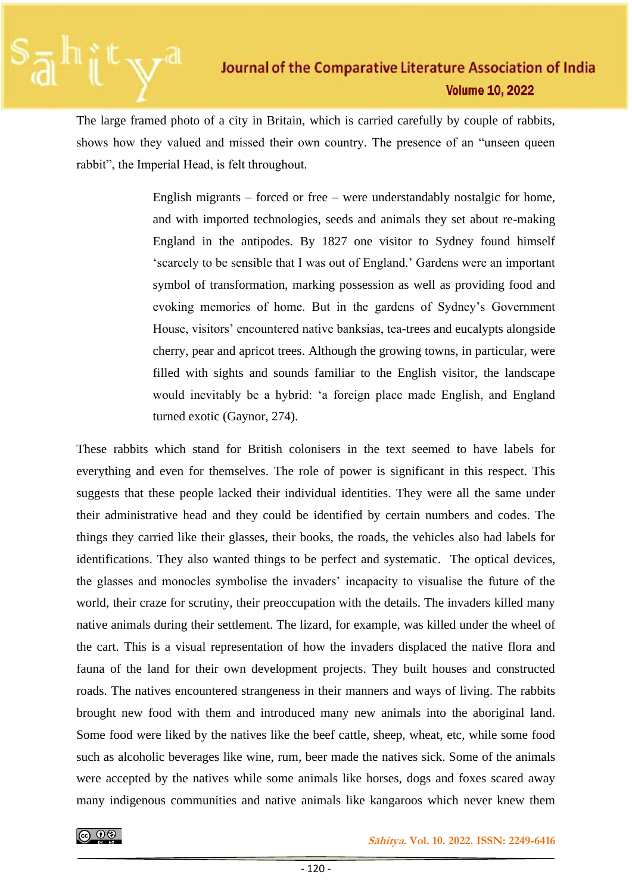The large framed photo of a city in Britain, which is carried carefully by couple of rabbits, shows how they valued and missed their own country. The presence of an "unseen queen rabbit", the Imperial Head, is felt throughout.

> English migrants – forced or free – were understandably nostalgic for home, and with imported technologies, seeds and animals they set about re-making England in the antipodes. By 1827 one visitor to Sydney found himself 'scarcely to be sensible that I was out of England.' Gardens were an important symbol of transformation, marking possession as well as providing food and evoking memories of home. But in the gardens of Sydney's Government House, visitors' encountered native banksias, tea-trees and eucalypts alongside cherry, pear and apricot trees. Although the growing towns, in particular, were filled with sights and sounds familiar to the English visitor, the landscape would inevitably be a hybrid: 'a foreign place made English, and England turned exotic (Gaynor, 274).

These rabbits which stand for British colonisers in the text seemed to have labels for everything and even for themselves. The role of power is significant in this respect. This suggests that these people lacked their individual identities. They were all the same under their administrative head and they could be identified by certain numbers and codes. The things they carried like their glasses, their books, the roads, the vehicles also had labels for identifications. They also wanted things to be perfect and systematic. The optical devices, the glasses and monocles symbolise the invaders' incapacity to visualise the future of the world, their craze for scrutiny, their preoccupation with the details. The invaders killed many native animals during their settlement. The lizard, for example, was killed under the wheel of the cart. This is a visual representation of how the invaders displaced the native flora and fauna of the land for their own development projects. They built houses and constructed roads. The natives encountered strangeness in their manners and ways of living. The rabbits brought new food with them and introduced many new animals into the aboriginal land. Some food were liked by the natives like the beef cattle, sheep, wheat, etc, while some food such as alcoholic beverages like wine, rum, beer made the natives sick. Some of the animals were accepted by the natives while some animals like horses, dogs and foxes scared away many indigenous communities and native animals like kangaroos which never knew them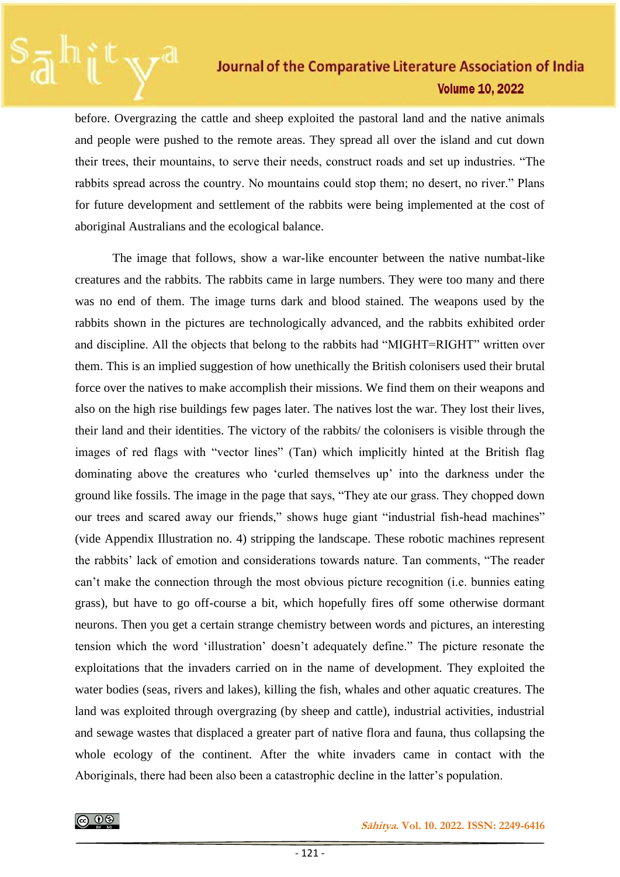before. Overgrazing the cattle and sheep exploited the pastoral land and the native animals and people were pushed to the remote areas. They spread all over the island and cut down their trees, their mountains, to serve their needs, construct roads and set up industries. "The rabbits spread across the country. No mountains could stop them; no desert, no river." Plans for future development and settlement of the rabbits were being implemented at the cost of aboriginal Australians and the ecological balance.

The image that follows, show a war-like encounter between the native numbat-like creatures and the rabbits. The rabbits came in large numbers. They were too many and there was no end of them. The image turns dark and blood stained. The weapons used by the rabbits shown in the pictures are technologically advanced, and the rabbits exhibited order and discipline. All the objects that belong to the rabbits had "MIGHT=RIGHT" written over them. This is an implied suggestion of how unethically the British colonisers used their brutal force over the natives to make accomplish their missions. We find them on their weapons and also on the high rise buildings few pages later. The natives lost the war. They lost their lives, their land and their identities. The victory of the rabbits/ the colonisers is visible through the images of red flags with "vector lines" (Tan) which implicitly hinted at the British flag dominating above the creatures who 'curled themselves up' into the darkness under the ground like fossils. The image in the page that says, "They ate our grass. They chopped down our trees and scared away our friends," shows huge giant "industrial fish-head machines" (vide Appendix Illustration no. 4) stripping the landscape. These robotic machines represent the rabbits' lack of emotion and considerations towards nature. Tan comments, "The reader can't make the connection through the most obvious picture recognition (i.e. bunnies eating grass), but have to go off-course a bit, which hopefully fires off some otherwise dormant neurons. Then you get a certain strange chemistry between words and pictures, an interesting tension which the word 'illustration' doesn't adequately define." The picture resonate the exploitations that the invaders carried on in the name of development. They exploited the water bodies (seas, rivers and lakes), killing the fish, whales and other aquatic creatures. The land was exploited through overgrazing (by sheep and cattle), industrial activities, industrial and sewage wastes that displaced a greater part of native flora and fauna, thus collapsing the whole ecology of the continent. After the white invaders came in contact with the Aboriginals, there had been also been a catastrophic decline in the latter's population.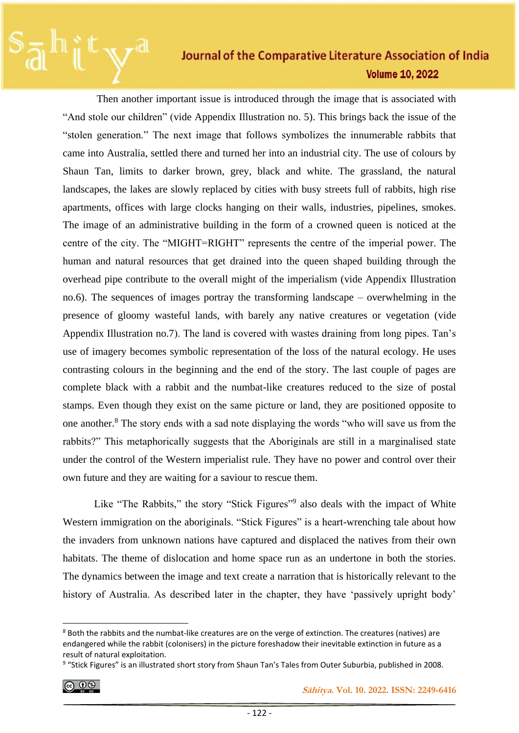Then another important issue is introduced through the image that is associated with "And stole our children" (vide Appendix Illustration no. 5). This brings back the issue of the "stolen generation." The next image that follows symbolizes the innumerable rabbits that came into Australia, settled there and turned her into an industrial city. The use of colours by Shaun Tan, limits to darker brown, grey, black and white. The grassland, the natural landscapes, the lakes are slowly replaced by cities with busy streets full of rabbits, high rise apartments, offices with large clocks hanging on their walls, industries, pipelines, smokes. The image of an administrative building in the form of a crowned queen is noticed at the centre of the city. The "MIGHT=RIGHT" represents the centre of the imperial power. The human and natural resources that get drained into the queen shaped building through the overhead pipe contribute to the overall might of the imperialism (vide Appendix Illustration no.6). The sequences of images portray the transforming landscape – overwhelming in the presence of gloomy wasteful lands, with barely any native creatures or vegetation (vide Appendix Illustration no.7). The land is covered with wastes draining from long pipes. Tan's use of imagery becomes symbolic representation of the loss of the natural ecology. He uses contrasting colours in the beginning and the end of the story. The last couple of pages are complete black with a rabbit and the numbat-like creatures reduced to the size of postal stamps. Even though they exist on the same picture or land, they are positioned opposite to one another.[8] The story ends with a sad note displaying the words "who will save us from the rabbits?" This metaphorically suggests that the Aboriginals are still in a marginalised state under the control of the Western imperialist rule. They have no power and control over their own future and they are waiting for a saviour to rescue them.

Like "The Rabbits," the story "Stick Figures"[9] also deals with the impact of White Western immigration on the aboriginals. "Stick Figures" is a heart-wrenching tale about how the invaders from unknown nations have captured and displaced the natives from their own habitats. The theme of dislocation and home space run as an undertone in both the stories. The dynamics between the image and text create a narration that is historically relevant to the history of Australia. As described later in the chapter, they have 'passively upright body'

---

[8] Both the rabbits and the numbat-like creatures are on the verge of extinction. The creatures (natives) are endangered while the rabbit (colonisers) in the picture foreshadow their inevitable extinction in future as a result of natural exploitation.

[9] "Stick Figures" is an illustrated short story from Shaun Tan's Tales from Outer Suburbia, published in 2008.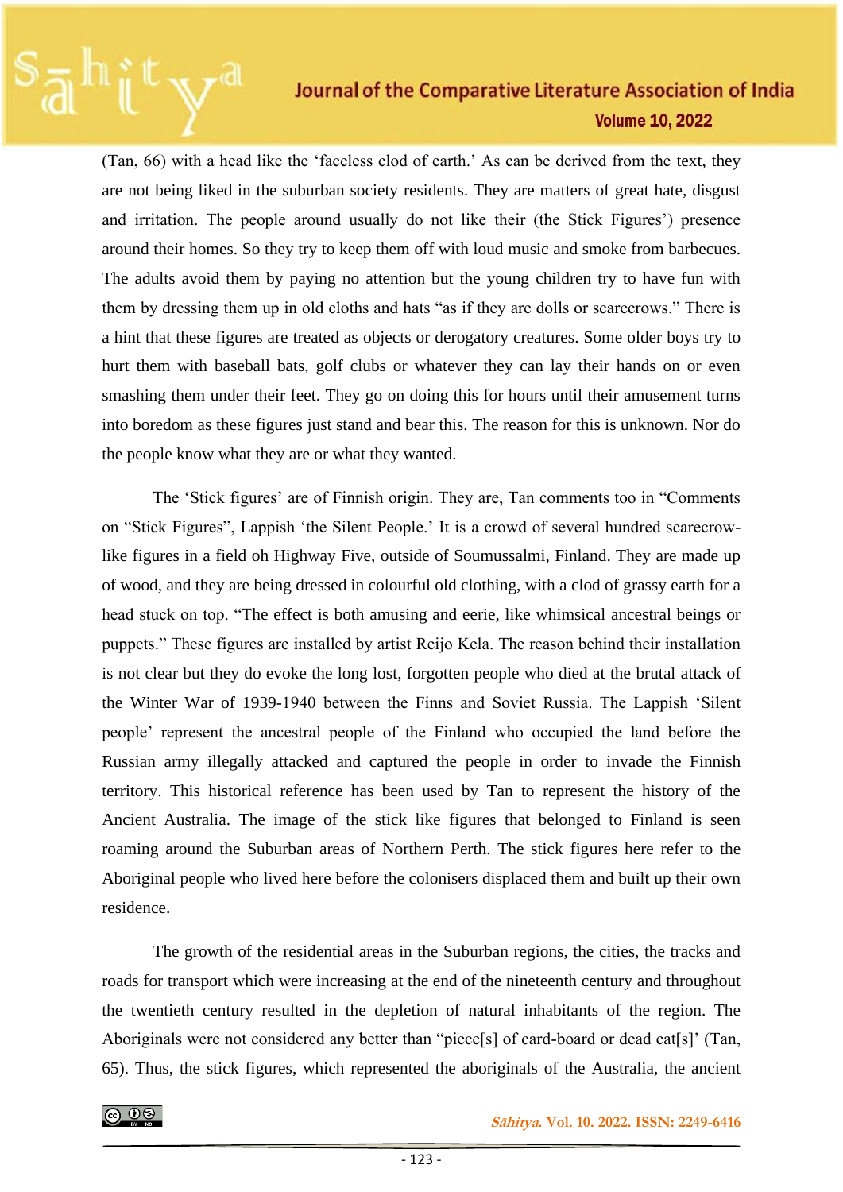(Tan, 66) with a head like the 'faceless clod of earth.' As can be derived from the text, they are not being liked in the suburban society residents. They are matters of great hate, disgust and irritation. The people around usually do not like their (the Stick Figures') presence around their homes. So they try to keep them off with loud music and smoke from barbecues. The adults avoid them by paying no attention but the young children try to have fun with them by dressing them up in old cloths and hats "as if they are dolls or scarecrows." There is a hint that these figures are treated as objects or derogatory creatures. Some older boys try to hurt them with baseball bats, golf clubs or whatever they can lay their hands on or even smashing them under their feet. They go on doing this for hours until their amusement turns into boredom as these figures just stand and bear this. The reason for this is unknown. Nor do the people know what they are or what they wanted.

The 'Stick figures' are of Finnish origin. They are, Tan comments too in "Comments on "Stick Figures", Lappish 'the Silent People.' It is a crowd of several hundred scarecrow-like figures in a field oh Highway Five, outside of Soumussalmi, Finland. They are made up of wood, and they are being dressed in colourful old clothing, with a clod of grassy earth for a head stuck on top. "The effect is both amusing and eerie, like whimsical ancestral beings or puppets." These figures are installed by artist Reijo Kela. The reason behind their installation is not clear but they do evoke the long lost, forgotten people who died at the brutal attack of the Winter War of 1939-1940 between the Finns and Soviet Russia. The Lappish 'Silent people' represent the ancestral people of the Finland who occupied the land before the Russian army illegally attacked and captured the people in order to invade the Finnish territory. This historical reference has been used by Tan to represent the history of the Ancient Australia. The image of the stick like figures that belonged to Finland is seen roaming around the Suburban areas of Northern Perth. The stick figures here refer to the Aboriginal people who lived here before the colonisers displaced them and built up their own residence.

The growth of the residential areas in the Suburban regions, the cities, the tracks and roads for transport which were increasing at the end of the nineteenth century and throughout the twentieth century resulted in the depletion of natural inhabitants of the region. The Aboriginals were not considered any better than "piece[s] of card-board or dead cat[s]' (Tan, 65). Thus, the stick figures, which represented the aboriginals of the Australia, the ancient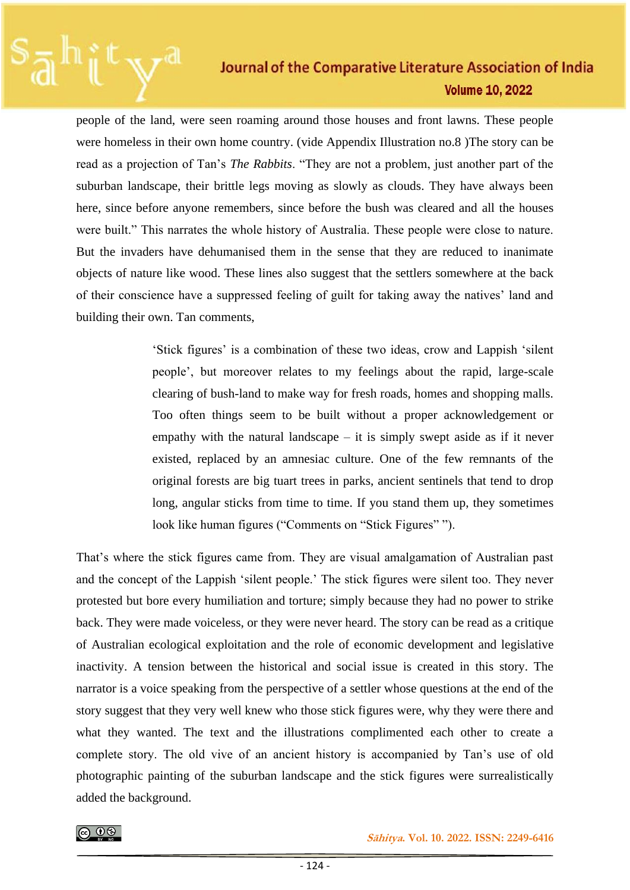people of the land, were seen roaming around those houses and front lawns. These people were homeless in their own home country. (vide Appendix Illustration no.8 )The story can be read as a projection of Tan's *The Rabbits*. "They are not a problem, just another part of the suburban landscape, their brittle legs moving as slowly as clouds. They have always been here, since before anyone remembers, since before the bush was cleared and all the houses were built." This narrates the whole history of Australia. These people were close to nature. But the invaders have dehumanised them in the sense that they are reduced to inanimate objects of nature like wood. These lines also suggest that the settlers somewhere at the back of their conscience have a suppressed feeling of guilt for taking away the natives' land and building their own. Tan comments,

> 'Stick figures' is a combination of these two ideas, crow and Lappish 'silent people', but moreover relates to my feelings about the rapid, large-scale clearing of bush-land to make way for fresh roads, homes and shopping malls. Too often things seem to be built without a proper acknowledgement or empathy with the natural landscape – it is simply swept aside as if it never existed, replaced by an amnesiac culture. One of the few remnants of the original forests are big tuart trees in parks, ancient sentinels that tend to drop long, angular sticks from time to time. If you stand them up, they sometimes look like human figures ("Comments on "Stick Figures" ").

That's where the stick figures came from. They are visual amalgamation of Australian past and the concept of the Lappish 'silent people.' The stick figures were silent too. They never protested but bore every humiliation and torture; simply because they had no power to strike back. They were made voiceless, or they were never heard. The story can be read as a critique of Australian ecological exploitation and the role of economic development and legislative inactivity. A tension between the historical and social issue is created in this story. The narrator is a voice speaking from the perspective of a settler whose questions at the end of the story suggest that they very well knew who those stick figures were, why they were there and what they wanted. The text and the illustrations complimented each other to create a complete story. The old vive of an ancient history is accompanied by Tan's use of old photographic painting of the suburban landscape and the stick figures were surrealistically added the background.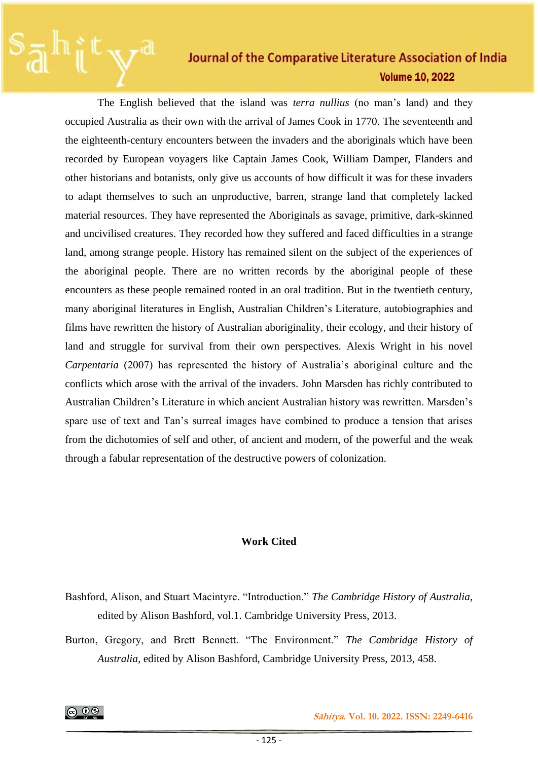The English believed that the island was *terra nullius* (no man's land) and they occupied Australia as their own with the arrival of James Cook in 1770. The seventeenth and the eighteenth-century encounters between the invaders and the aboriginals which have been recorded by European voyagers like Captain James Cook, William Damper, Flanders and other historians and botanists, only give us accounts of how difficult it was for these invaders to adapt themselves to such an unproductive, barren, strange land that completely lacked material resources. They have represented the Aboriginals as savage, primitive, dark-skinned and uncivilised creatures. They recorded how they suffered and faced difficulties in a strange land, among strange people. History has remained silent on the subject of the experiences of the aboriginal people. There are no written records by the aboriginal people of these encounters as these people remained rooted in an oral tradition. But in the twentieth century, many aboriginal literatures in English, Australian Children's Literature, autobiographies and films have rewritten the history of Australian aboriginality, their ecology, and their history of land and struggle for survival from their own perspectives. Alexis Wright in his novel *Carpentaria* (2007) has represented the history of Australia's aboriginal culture and the conflicts which arose with the arrival of the invaders. John Marsden has richly contributed to Australian Children's Literature in which ancient Australian history was rewritten. Marsden's spare use of text and Tan's surreal images have combined to produce a tension that arises from the dichotomies of self and other, of ancient and modern, of the powerful and the weak through a fabular representation of the destructive powers of colonization.

**Work Cited**

Bashford, Alison, and Stuart Macintyre. "Introduction." *The Cambridge History of Australia*, edited by Alison Bashford, vol.1. Cambridge University Press, 2013.

Burton, Gregory, and Brett Bennett. "The Environment." *The Cambridge History of Australia*, edited by Alison Bashford, Cambridge University Press, 2013, 458.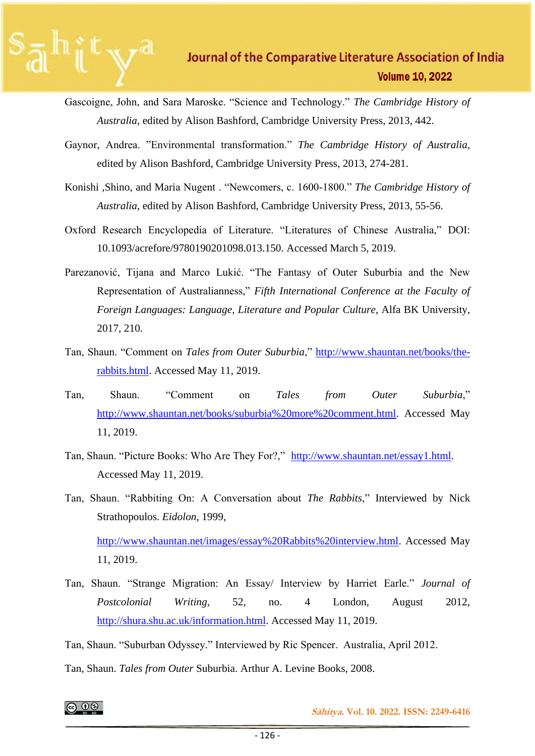Gascoigne, John, and Sara Maroske. “Science and Technology.” *The Cambridge History of Australia*, edited by Alison Bashford, Cambridge University Press, 2013, 442.

Gaynor, Andrea. ”Environmental transformation.” *The Cambridge History of Australia*, edited by Alison Bashford, Cambridge University Press, 2013, 274-281.

Konishi ,Shino, and Maria Nugent . “Newcomers, c. 1600-1800.” *The Cambridge History of Australia*, edited by Alison Bashford, Cambridge University Press, 2013, 55-56.

Oxford Research Encyclopedia of Literature. “Literatures of Chinese Australia,” DOI: 10.1093/acrefore/9780190201098.013.150. Accessed March 5, 2019.

Parezanović, Tijana and Marco Lukić. “The Fantasy of Outer Suburbia and the New Representation of Australianness,” *Fifth International Conference at the Faculty of Foreign Languages: Language, Literature and Popular Culture*, Alfa BK University, 2017, 210.

Tan, Shaun. “Comment on *Tales from Outer Suburbia*,” http://www.shauntan.net/books/the-rabbits.html. Accessed May 11, 2019.

Tan, Shaun. “Comment on *Tales from Outer Suburbia*,” http://www.shauntan.net/books/suburbia%20more%20comment.html. Accessed May 11, 2019.

Tan, Shaun. “Picture Books: Who Are They For?,” http://www.shauntan.net/essay1.html. Accessed May 11, 2019.

Tan, Shaun. “Rabbiting On: A Conversation about *The Rabbits*,” Interviewed by Nick Strathopoulos. *Eidolon*, 1999,

http://www.shauntan.net/images/essay%20Rabbits%20interview.html. Accessed May 11, 2019.

Tan, Shaun. “Strange Migration: An Essay/ Interview by Harriet Earle.” *Journal of Postcolonial Writing*, 52, no. 4 London, August 2012, http://shura.shu.ac.uk/information.html. Accessed May 11, 2019.

Tan, Shaun. “Suburban Odyssey.” Interviewed by Ric Spencer. Australia, April 2012.

Tan, Shaun. *Tales from Outer* Suburbia. Arthur A. Levine Books, 2008.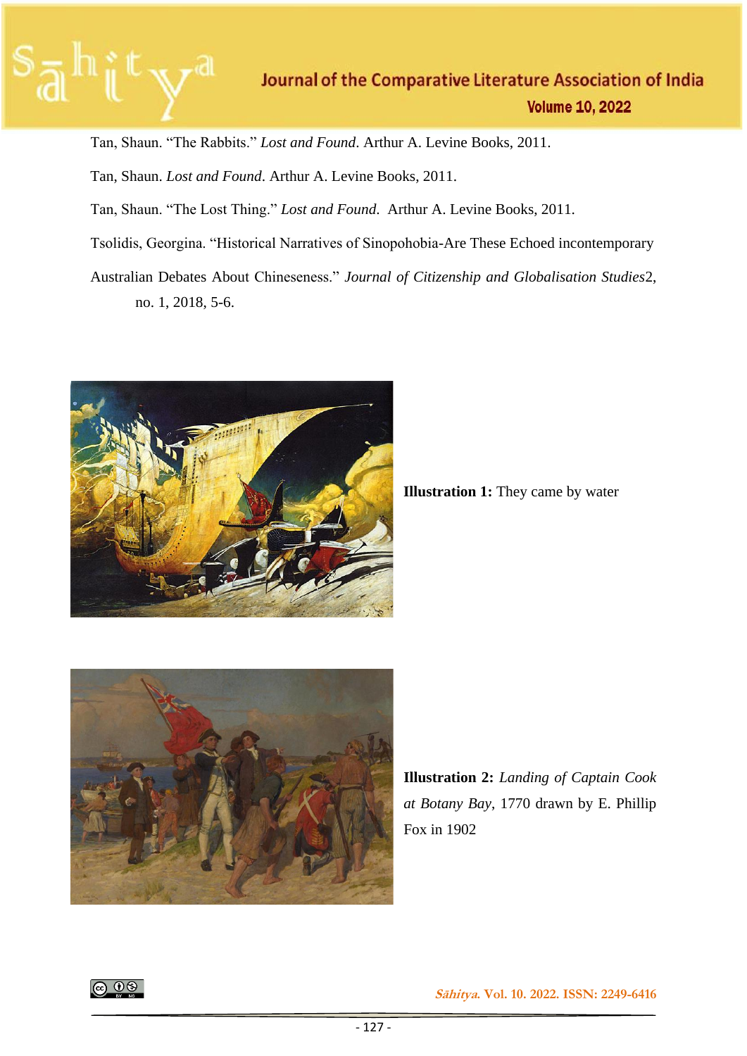Tan, Shaun. "The Rabbits." *Lost and Found*. Arthur A. Levine Books, 2011.

Tan, Shaun. *Lost and Found*. Arthur A. Levine Books, 2011.

Tan, Shaun. "The Lost Thing." *Lost and Found*. Arthur A. Levine Books, 2011.

Tsolidis, Georgina. "Historical Narratives of Sinopohobia-Are These Echoed incontemporary Australian Debates About Chineseness." *Journal of Citizenship and Globalisation Studies*2, no. 1, 2018, 5-6.

**Illustration 1:** They came by water

**Illustration 2:** *Landing of Captain Cook at Botany Bay*, 1770 drawn by E. Phillip Fox in 1902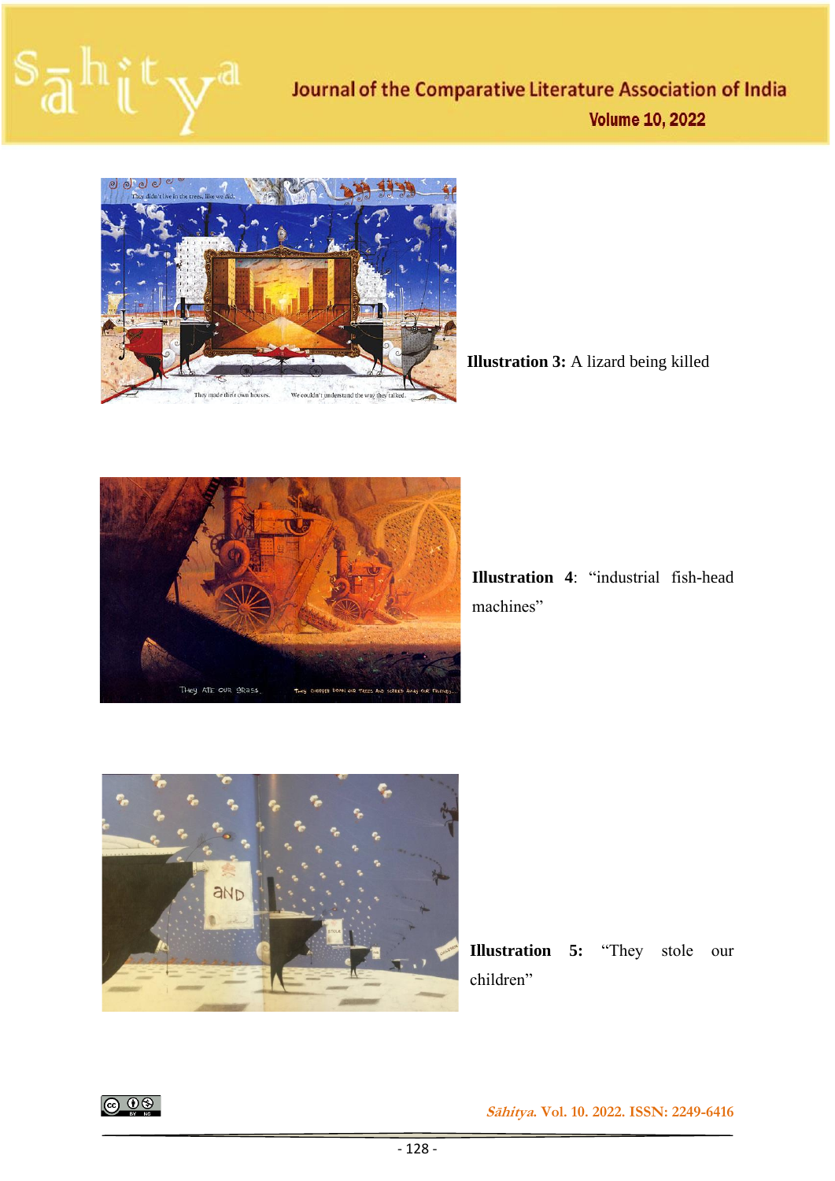**Illustration 3:** A lizard being killed

**Illustration 4**: "industrial fish-head machines"

**Illustration 5:** "They stole our children"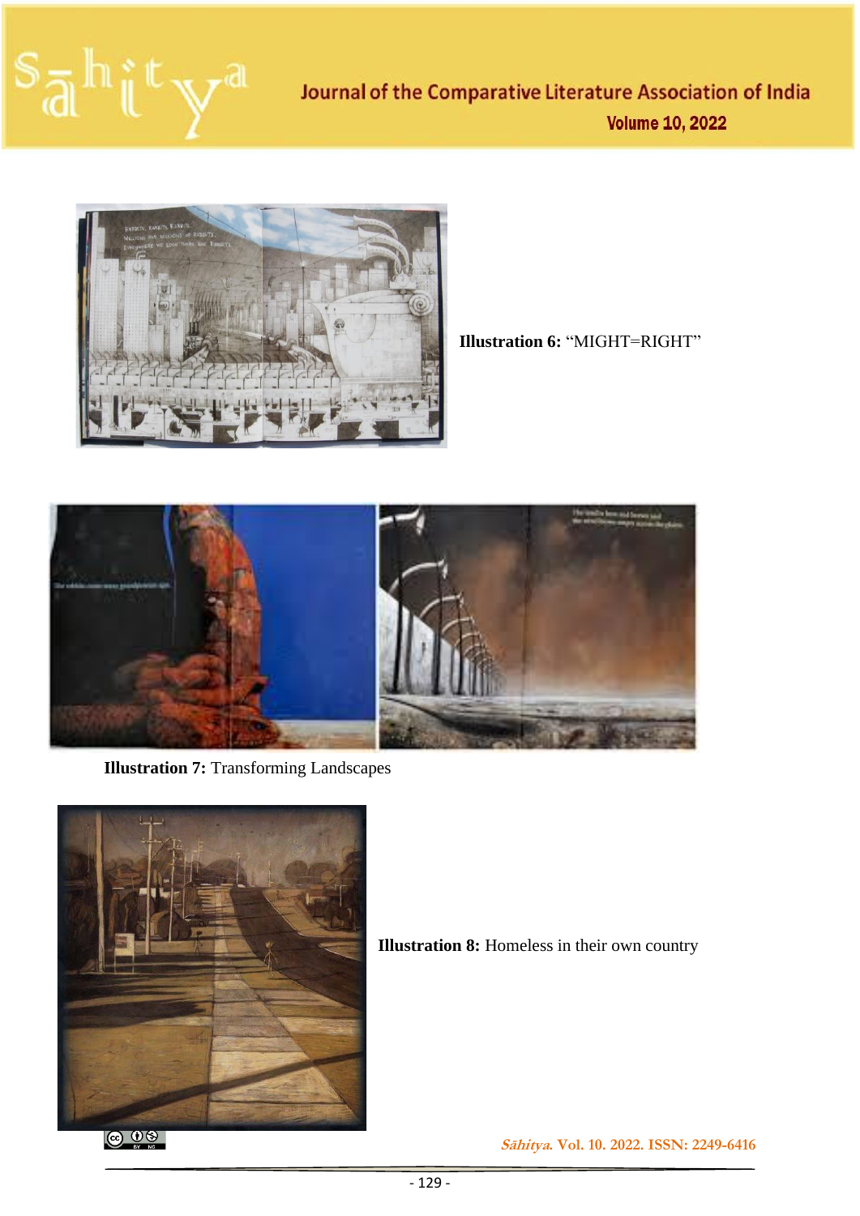**Illustration 6:** "MIGHT=RIGHT"

**Illustration 7:** Transforming Landscapes

**Illustration 8:** Homeless in their own country